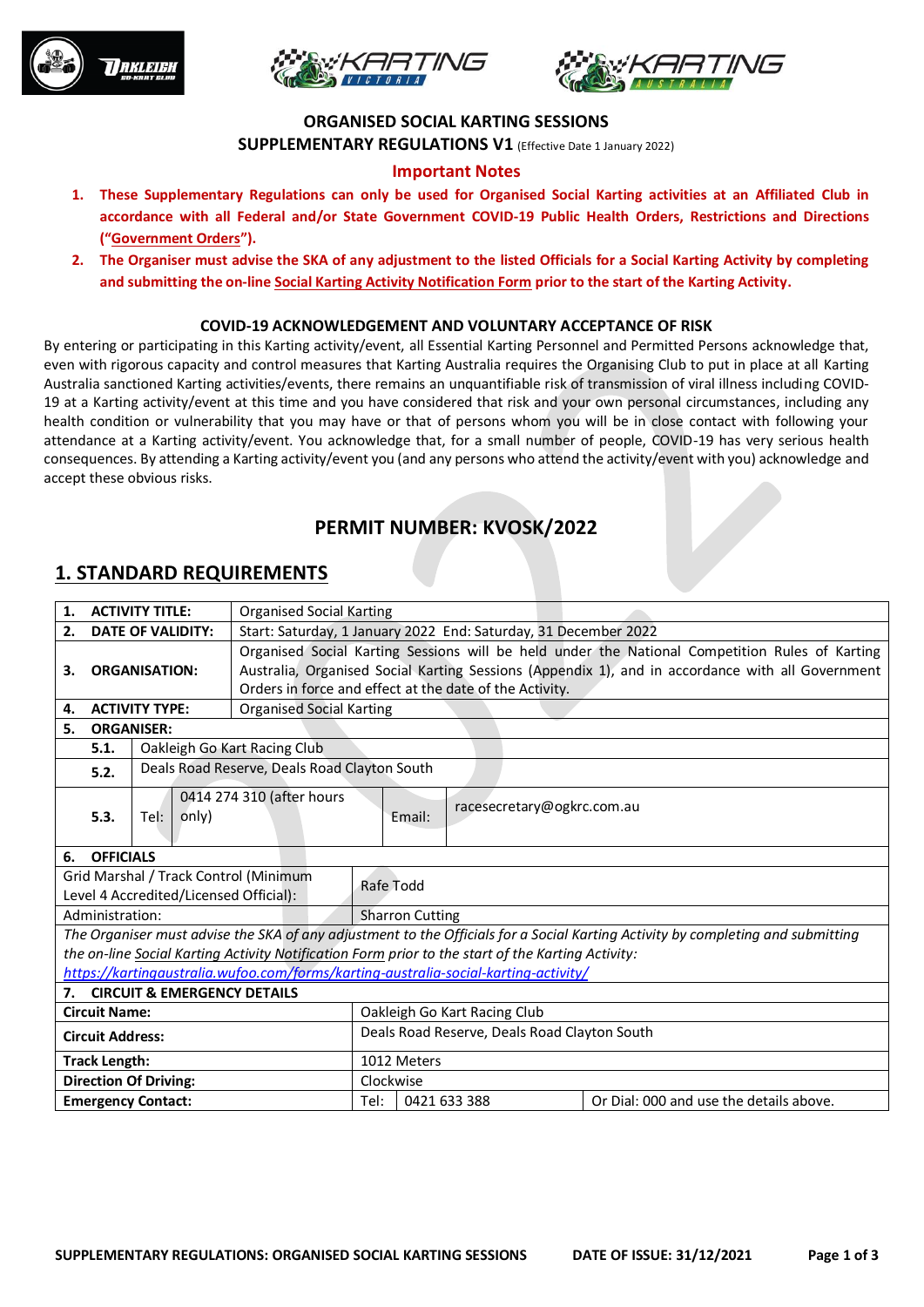**ORGANISED SOCIAL KARTING SESSIONS**

**SUPPLEMENTARY REGULATIONS V1** (Effective Date 1 January 2022)

**Important Notes**

1. **These Supplementary Regulations can only be used for Organised Social Karting activities at an Affiliated Club in accordance with all Federal and/or State Government COVID-19 Public Health Orders, Restrictions and Directions ("Government Orders").**
2. **The Organiser must advise the SKA of any adjustment to the listed Officials for a Social Karting Activity by completing and submitting the on-line Social Karting Activity Notification Form prior to the start of the Karting Activity.**

**COVID-19 ACKNOWLEDGEMENT AND VOLUNTARY ACCEPTANCE OF RISK**

By entering or participating in this Karting activity/event, all Essential Karting Personnel and Permitted Persons acknowledge that, even with rigorous capacity and control measures that Karting Australia requires the Organising Club to put in place at all Karting Australia sanctioned Karting activities/events, there remains an unquantifiable risk of transmission of viral illness including COVID-19 at a Karting activity/event at this time and you have considered that risk and your own personal circumstances, including any health condition or vulnerability that you may have or that of persons whom you will be in close contact with following your attendance at a Karting activity/event. You acknowledge that, for a small number of people, COVID-19 has very serious health consequences. By attending a Karting activity/event you (and any persons who attend the activity/event with you) acknowledge and accept these obvious risks.

## PERMIT NUMBER: KVOSK/2022

## 1. STANDARD REQUIREMENTS

| | |
|---|---|
| **1. ACTIVITY TITLE:** | Organised Social Karting |
| **2. DATE OF VALIDITY:** | Start: Saturday, 1 January 2022 End: Saturday, 31 December 2022 |
| **3. ORGANISATION:** | Organised Social Karting Sessions will be held under the National Competition Rules of Karting Australia, Organised Social Karting Sessions (Appendix 1), and in accordance with all Government Orders in force and effect at the date of the Activity. |
| **4. ACTIVITY TYPE:** | Organised Social Karting |
| **5. ORGANISER:** | |
| **5.1.** | Oakleigh Go Kart Racing Club |
| **5.2.** | Deals Road Reserve, Deals Road Clayton South |
| **5.3.** | Tel: 0414 274 310 (after hours only) — Email: racesecretary@ogkrc.com.au |

| **6. OFFICIALS** | |
|---|---|
| Grid Marshal / Track Control (Minimum Level 4 Accredited/Licensed Official): | Rafe Todd |
| Administration: | Sharron Cutting |

*The Organiser must advise the SKA of any adjustment to the Officials for a Social Karting Activity by completing and submitting the on-line Social Karting Activity Notification Form prior to the start of the Karting Activity:*
*https://kartingaustralia.wufoo.com/forms/karting-australia-social-karting-activity/*

| **7. CIRCUIT & EMERGENCY DETAILS** | | | |
|---|---|---|---|
| **Circuit Name:** | Oakleigh Go Kart Racing Club | | |
| **Circuit Address:** | Deals Road Reserve, Deals Road Clayton South | | |
| **Track Length:** | 1012 Meters | | |
| **Direction Of Driving:** | Clockwise | | |
| **Emergency Contact:** | Tel: | 0421 633 388 | Or Dial: 000 and use the details above. |

**SUPPLEMENTARY REGULATIONS: ORGANISED SOCIAL KARTING SESSIONS** **DATE OF ISSUE: 31/12/2021**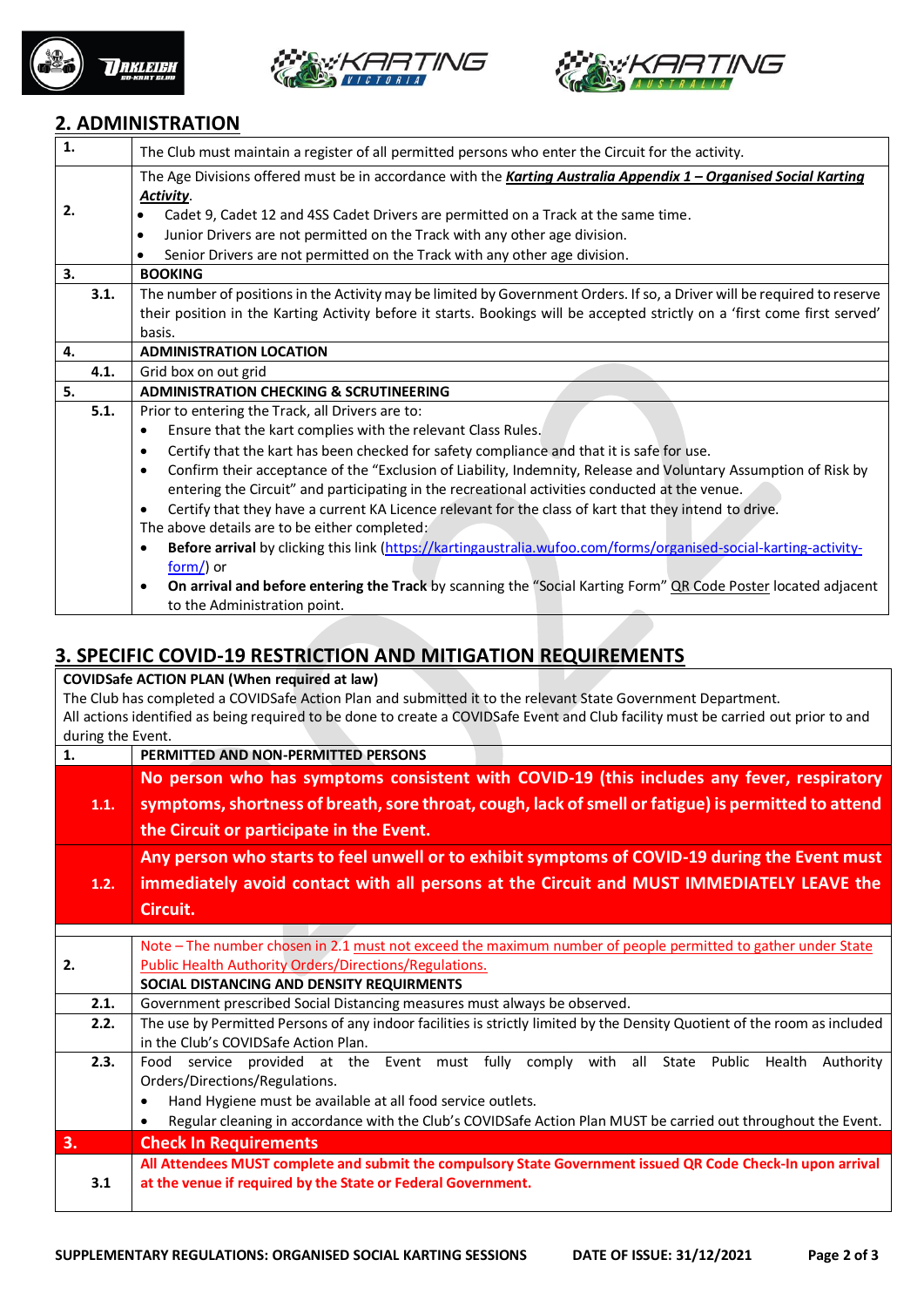## 2. ADMINISTRATION

| | |
|---|---|
| **1.** | The Club must maintain a register of all permitted persons who enter the Circuit for the activity. |
| **2.** | The Age Divisions offered must be in accordance with the ***Karting Australia Appendix 1 – Organised Social Karting Activity***.<br>• Cadet 9, Cadet 12 and 4SS Cadet Drivers are permitted on a Track at the same time.<br>• Junior Drivers are not permitted on the Track with any other age division.<br>• Senior Drivers are not permitted on the Track with any other age division. |
| **3.** | **BOOKING** |
| **3.1.** | The number of positions in the Activity may be limited by Government Orders. If so, a Driver will be required to reserve their position in the Karting Activity before it starts. Bookings will be accepted strictly on a 'first come first served' basis. |
| **4.** | **ADMINISTRATION LOCATION** |
| **4.1.** | Grid box on out grid |
| **5.** | **ADMINISTRATION CHECKING & SCRUTINEERING** |
| **5.1.** | Prior to entering the Track, all Drivers are to:<br>• Ensure that the kart complies with the relevant Class Rules.<br>• Certify that the kart has been checked for safety compliance and that it is safe for use.<br>• Confirm their acceptance of the "Exclusion of Liability, Indemnity, Release and Voluntary Assumption of Risk by entering the Circuit" and participating in the recreational activities conducted at the venue.<br>• Certify that they have a current KA Licence relevant for the class of kart that they intend to drive.<br>The above details are to be either completed:<br>• **Before arrival** by clicking this link (https://kartingaustralia.wufoo.com/forms/organised-social-karting-activity-form/) or<br>• **On arrival and before entering the Track** by scanning the "Social Karting Form" QR Code Poster located adjacent to the Administration point. |

## 3. SPECIFIC COVID-19 RESTRICTION AND MITIGATION REQUIREMENTS

**COVIDSafe ACTION PLAN (When required at law)**
The Club has completed a COVIDSafe Action Plan and submitted it to the relevant State Government Department.
All actions identified as being required to be done to create a COVIDSafe Event and Club facility must be carried out prior to and during the Event.

| | |
|---|---|
| **1.** | **PERMITTED AND NON-PERMITTED PERSONS** |
| **1.1.** | **No person who has symptoms consistent with COVID-19 (this includes any fever, respiratory symptoms, shortness of breath, sore throat, cough, lack of smell or fatigue) is permitted to attend the Circuit or participate in the Event.** |
| **1.2.** | **Any person who starts to feel unwell or to exhibit symptoms of COVID-19 during the Event must immediately avoid contact with all persons at the Circuit and MUST IMMEDIATELY LEAVE the Circuit.** |
| | |
| **2.** | Note – The number chosen in 2.1 must not exceed the maximum number of people permitted to gather under State Public Health Authority Orders/Directions/Regulations.<br>**SOCIAL DISTANCING AND DENSITY REQUIRMENTS** |
| **2.1.** | Government prescribed Social Distancing measures must always be observed. |
| **2.2.** | The use by Permitted Persons of any indoor facilities is strictly limited by the Density Quotient of the room as included in the Club's COVIDSafe Action Plan. |
| **2.3.** | Food service provided at the Event must fully comply with all State Public Health Authority Orders/Directions/Regulations.<br>• Hand Hygiene must be available at all food service outlets.<br>• Regular cleaning in accordance with the Club's COVIDSafe Action Plan MUST be carried out throughout the Event. |
| **3.** | **Check In Requirements** |
| **3.1** | **All Attendees MUST complete and submit the compulsory State Government issued QR Code Check-In upon arrival at the venue if required by the State or Federal Government.** |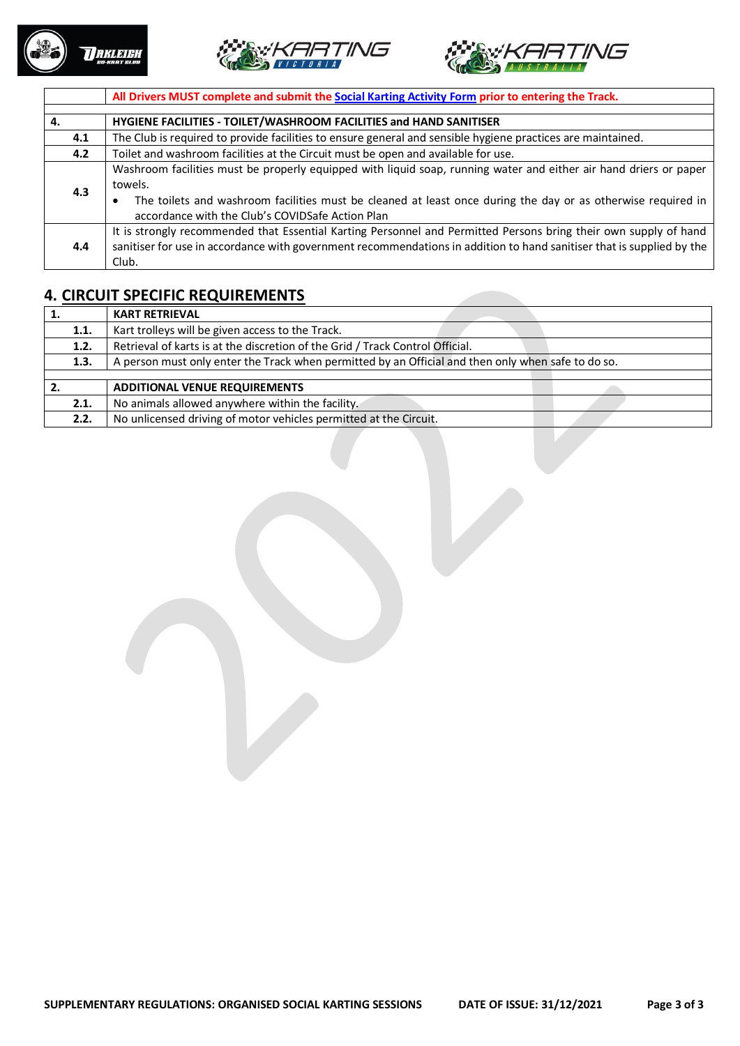| | |
|---|---|
| | All Drivers MUST complete and submit the Social Karting Activity Form prior to entering the Track. |
| **4.** | **HYGIENE FACILITIES - TOILET/WASHROOM FACILITIES and HAND SANITISER** |
| **4.1** | The Club is required to provide facilities to ensure general and sensible hygiene practices are maintained. |
| **4.2** | Toilet and washroom facilities at the Circuit must be open and available for use. |
| **4.3** | Washroom facilities must be properly equipped with liquid soap, running water and either air hand driers or paper towels. • The toilets and washroom facilities must be cleaned at least once during the day or as otherwise required in accordance with the Club's COVIDSafe Action Plan |
| **4.4** | It is strongly recommended that Essential Karting Personnel and Permitted Persons bring their own supply of hand sanitiser for use in accordance with government recommendations in addition to hand sanitiser that is supplied by the Club. |

## 4. CIRCUIT SPECIFIC REQUIREMENTS

| | |
|---|---|
| **1.** | **KART RETRIEVAL** |
| **1.1.** | Kart trolleys will be given access to the Track. |
| **1.2.** | Retrieval of karts is at the discretion of the Grid / Track Control Official. |
| **1.3.** | A person must only enter the Track when permitted by an Official and then only when safe to do so. |
| **2.** | **ADDITIONAL VENUE REQUIREMENTS** |
| **2.1.** | No animals allowed anywhere within the facility. |
| **2.2.** | No unlicensed driving of motor vehicles permitted at the Circuit. |

**SUPPLEMENTARY REGULATIONS: ORGANISED SOCIAL KARTING SESSIONS** **DATE OF ISSUE: 31/12/2021**